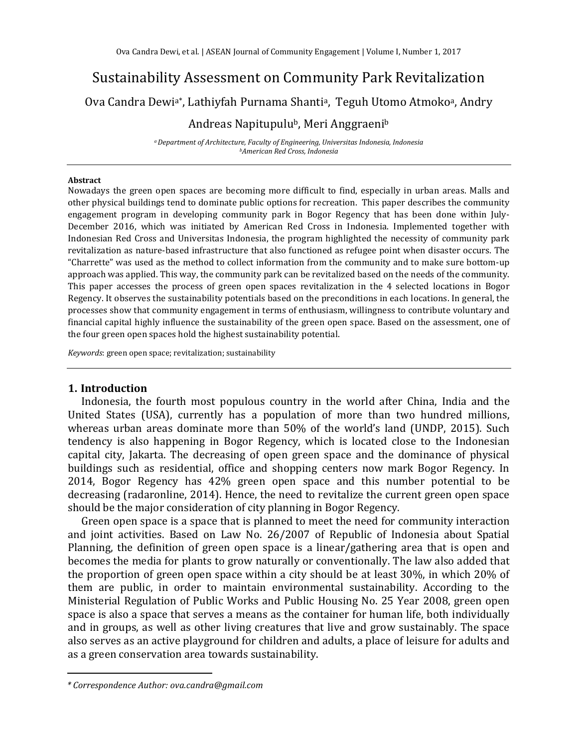# Sustainability Assessment on Community Park Revitalization

Ova Candra Dewi[a*], Lathiyfah Purnama Shanti[a], Teguh Utomo Atmoko[a], Andry Andreas Napitupulu[b], Meri Anggraeni[b]

*[a] Department of Architecture, Faculty of Engineering, Universitas Indonesia, Indonesia*
*[b] American Red Cross, Indonesia*

---

**Abstract**

Nowadays the green open spaces are becoming more difficult to find, especially in urban areas. Malls and other physical buildings tend to dominate public options for recreation. This paper describes the community engagement program in developing community park in Bogor Regency that has been done within July-December 2016, which was initiated by American Red Cross in Indonesia. Implemented together with Indonesian Red Cross and Universitas Indonesia, the program highlighted the necessity of community park revitalization as nature-based infrastructure that also functioned as refugee point when disaster occurs. The "Charrette" was used as the method to collect information from the community and to make sure bottom-up approach was applied. This way, the community park can be revitalized based on the needs of the community. This paper accesses the process of green open spaces revitalization in the 4 selected locations in Bogor Regency. It observes the sustainability potentials based on the preconditions in each locations. In general, the processes show that community engagement in terms of enthusiasm, willingness to contribute voluntary and financial capital highly influence the sustainability of the green open space. Based on the assessment, one of the four green open spaces hold the highest sustainability potential.

*Keywords*: green open space; revitalization; sustainability

---

## 1. Introduction

Indonesia, the fourth most populous country in the world after China, India and the United States (USA), currently has a population of more than two hundred millions, whereas urban areas dominate more than 50% of the world's land (UNDP, 2015). Such tendency is also happening in Bogor Regency, which is located close to the Indonesian capital city, Jakarta. The decreasing of open green space and the dominance of physical buildings such as residential, office and shopping centers now mark Bogor Regency. In 2014, Bogor Regency has 42% green open space and this number potential to be decreasing (radaronline, 2014). Hence, the need to revitalize the current green open space should be the major consideration of city planning in Bogor Regency.

Green open space is a space that is planned to meet the need for community interaction and joint activities. Based on Law No. 26/2007 of Republic of Indonesia about Spatial Planning, the definition of green open space is a linear/gathering area that is open and becomes the media for plants to grow naturally or conventionally. The law also added that the proportion of green open space within a city should be at least 30%, in which 20% of them are public, in order to maintain environmental sustainability. According to the Ministerial Regulation of Public Works and Public Housing No. 25 Year 2008, green open space is also a space that serves a means as the container for human life, both individually and in groups, as well as other living creatures that live and grow sustainably. The space also serves as an active playground for children and adults, a place of leisure for adults and as a green conservation area towards sustainability.

---

*\* Correspondence Author: ova.candra@gmail.com*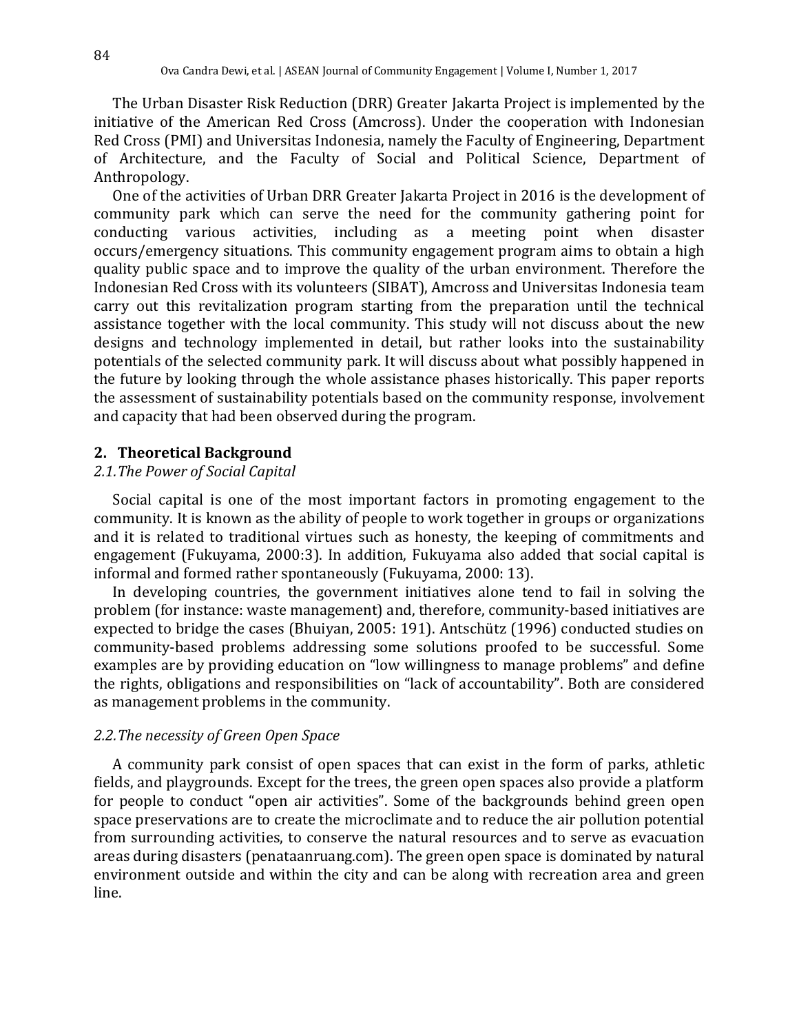The Urban Disaster Risk Reduction (DRR) Greater Jakarta Project is implemented by the initiative of the American Red Cross (Amcross). Under the cooperation with Indonesian Red Cross (PMI) and Universitas Indonesia, namely the Faculty of Engineering, Department of Architecture, and the Faculty of Social and Political Science, Department of Anthropology.

One of the activities of Urban DRR Greater Jakarta Project in 2016 is the development of community park which can serve the need for the community gathering point for conducting various activities, including as a meeting point when disaster occurs/emergency situations. This community engagement program aims to obtain a high quality public space and to improve the quality of the urban environment. Therefore the Indonesian Red Cross with its volunteers (SIBAT), Amcross and Universitas Indonesia team carry out this revitalization program starting from the preparation until the technical assistance together with the local community. This study will not discuss about the new designs and technology implemented in detail, but rather looks into the sustainability potentials of the selected community park. It will discuss about what possibly happened in the future by looking through the whole assistance phases historically. This paper reports the assessment of sustainability potentials based on the community response, involvement and capacity that had been observed during the program.

## 2. Theoretical Background

### *2.1. The Power of Social Capital*

Social capital is one of the most important factors in promoting engagement to the community. It is known as the ability of people to work together in groups or organizations and it is related to traditional virtues such as honesty, the keeping of commitments and engagement (Fukuyama, 2000:3). In addition, Fukuyama also added that social capital is informal and formed rather spontaneously (Fukuyama, 2000: 13).

In developing countries, the government initiatives alone tend to fail in solving the problem (for instance: waste management) and, therefore, community-based initiatives are expected to bridge the cases (Bhuiyan, 2005: 191). Antschütz (1996) conducted studies on community-based problems addressing some solutions proofed to be successful. Some examples are by providing education on "low willingness to manage problems" and define the rights, obligations and responsibilities on "lack of accountability". Both are considered as management problems in the community.

### *2.2. The necessity of Green Open Space*

A community park consist of open spaces that can exist in the form of parks, athletic fields, and playgrounds. Except for the trees, the green open spaces also provide a platform for people to conduct "open air activities". Some of the backgrounds behind green open space preservations are to create the microclimate and to reduce the air pollution potential from surrounding activities, to conserve the natural resources and to serve as evacuation areas during disasters (penataanruang.com). The green open space is dominated by natural environment outside and within the city and can be along with recreation area and green line.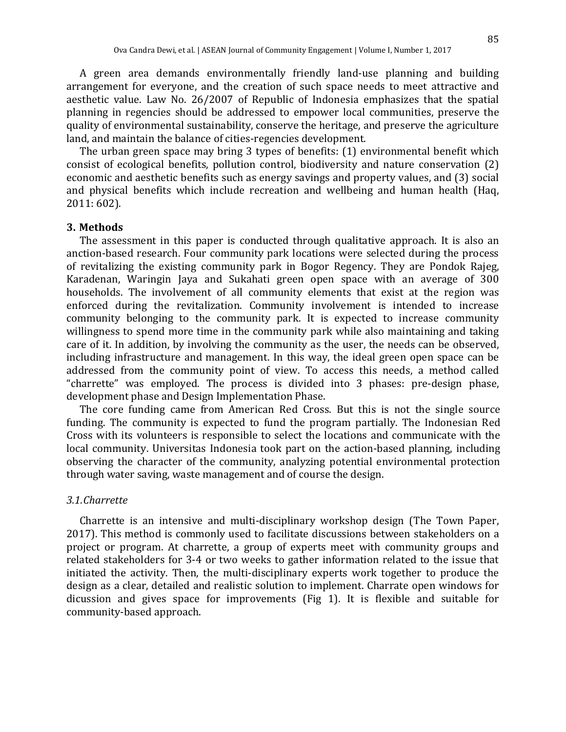A green area demands environmentally friendly land-use planning and building arrangement for everyone, and the creation of such space needs to meet attractive and aesthetic value. Law No. 26/2007 of Republic of Indonesia emphasizes that the spatial planning in regencies should be addressed to empower local communities, preserve the quality of environmental sustainability, conserve the heritage, and preserve the agriculture land, and maintain the balance of cities-regencies development.

The urban green space may bring 3 types of benefits: (1) environmental benefit which consist of ecological benefits, pollution control, biodiversity and nature conservation (2) economic and aesthetic benefits such as energy savings and property values, and (3) social and physical benefits which include recreation and wellbeing and human health (Haq, 2011: 602).

## 3. Methods

The assessment in this paper is conducted through qualitative approach. It is also an anction-based research. Four community park locations were selected during the process of revitalizing the existing community park in Bogor Regency. They are Pondok Rajeg, Karadenan, Waringin Jaya and Sukahati green open space with an average of 300 households. The involvement of all community elements that exist at the region was enforced during the revitalization. Community involvement is intended to increase community belonging to the community park. It is expected to increase community willingness to spend more time in the community park while also maintaining and taking care of it. In addition, by involving the community as the user, the needs can be observed, including infrastructure and management. In this way, the ideal green open space can be addressed from the community point of view. To access this needs, a method called "charrette" was employed. The process is divided into 3 phases: pre-design phase, development phase and Design Implementation Phase.

The core funding came from American Red Cross. But this is not the single source funding. The community is expected to fund the program partially. The Indonesian Red Cross with its volunteers is responsible to select the locations and communicate with the local community. Universitas Indonesia took part on the action-based planning, including observing the character of the community, analyzing potential environmental protection through water saving, waste management and of course the design.

### *3.1.Charrette*

Charrette is an intensive and multi-disciplinary workshop design (The Town Paper, 2017). This method is commonly used to facilitate discussions between stakeholders on a project or program. At charrette, a group of experts meet with community groups and related stakeholders for 3-4 or two weeks to gather information related to the issue that initiated the activity. Then, the multi-disciplinary experts work together to produce the design as a clear, detailed and realistic solution to implement. Charrate open windows for dicussion and gives space for improvements (Fig 1). It is flexible and suitable for community-based approach.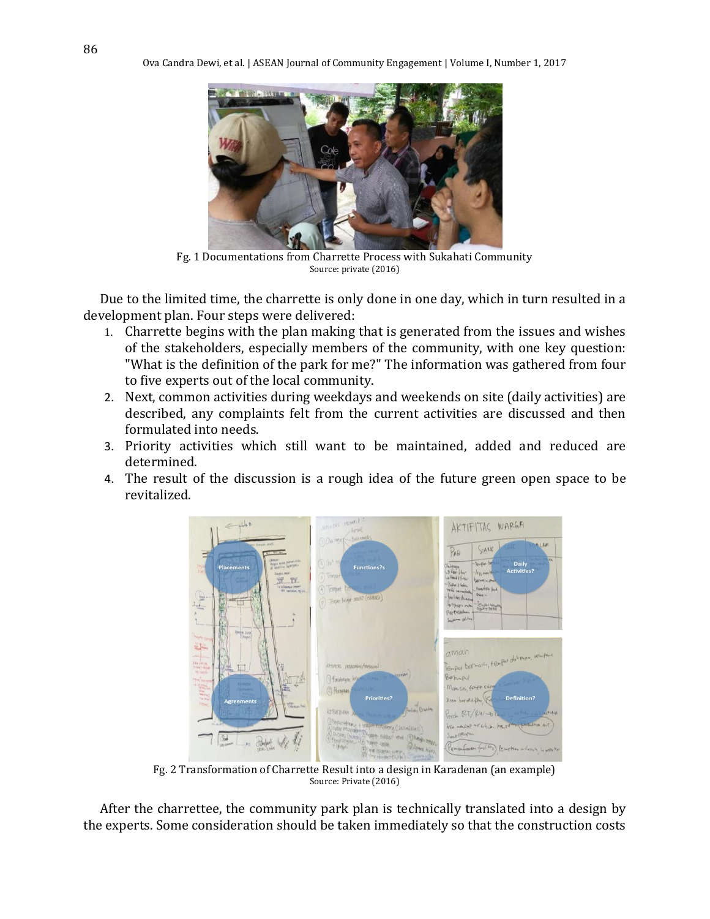Fg. 1 Documentations from Charrette Process with Sukahati Community
Source: private (2016)

Due to the limited time, the charrette is only done in one day, which in turn resulted in a development plan. Four steps were delivered:

1. Charrette begins with the plan making that is generated from the issues and wishes of the stakeholders, especially members of the community, with one key question: "What is the definition of the park for me?" The information was gathered from four to five experts out of the local community.
2. Next, common activities during weekdays and weekends on site (daily activities) are described, any complaints felt from the current activities are discussed and then formulated into needs.
3. Priority activities which still want to be maintained, added and reduced are determined.
4. The result of the discussion is a rough idea of the future green open space to be revitalized.

Fg. 2 Transformation of Charrette Result into a design in Karadenan (an example)
Source: Private (2016)

After the charrettee, the community park plan is technically translated into a design by the experts. Some consideration should be taken immediately so that the construction costs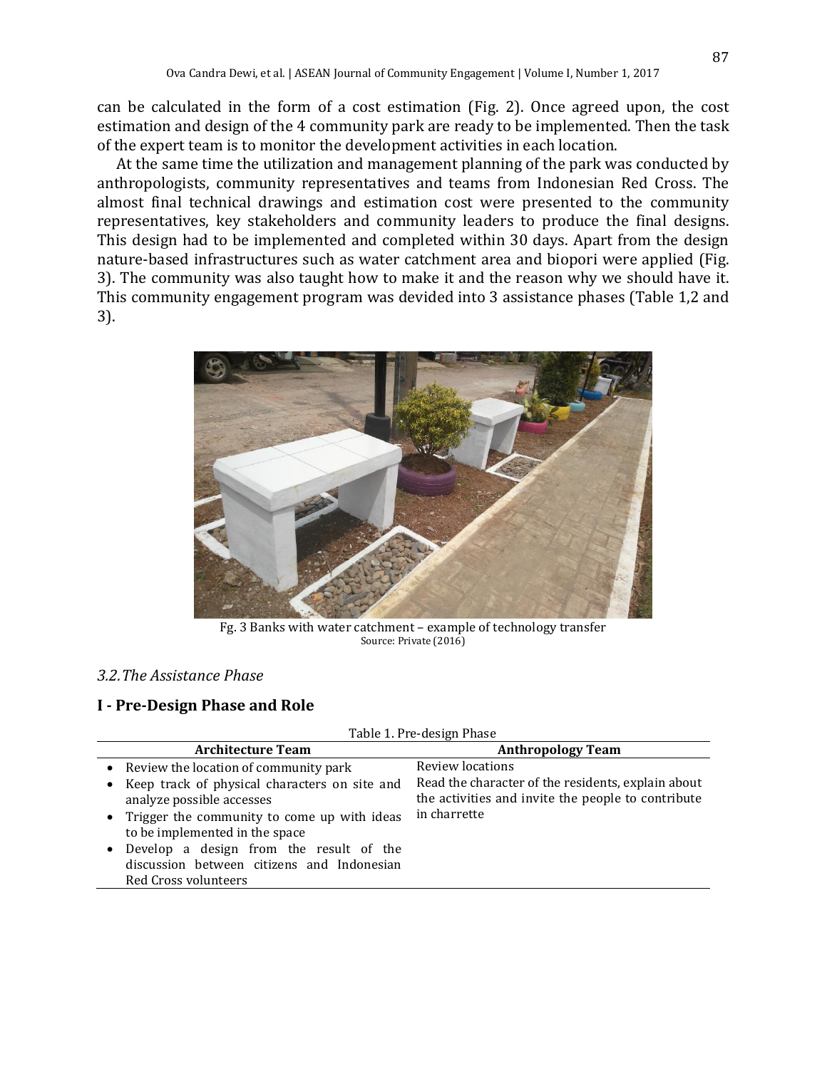can be calculated in the form of a cost estimation (Fig. 2). Once agreed upon, the cost estimation and design of the 4 community park are ready to be implemented. Then the task of the expert team is to monitor the development activities in each location.

At the same time the utilization and management planning of the park was conducted by anthropologists, community representatives and teams from Indonesian Red Cross. The almost final technical drawings and estimation cost were presented to the community representatives, key stakeholders and community leaders to produce the final designs. This design had to be implemented and completed within 30 days. Apart from the design nature-based infrastructures such as water catchment area and biopori were applied (Fig. 3). The community was also taught how to make it and the reason why we should have it. This community engagement program was devided into 3 assistance phases (Table 1,2 and 3).

Fg. 3 Banks with water catchment – example of technology transfer
Source: Private (2016)

### *3.2. The Assistance Phase*

## I - Pre-Design Phase and Role

Table 1. Pre-design Phase

| Architecture Team | Anthropology Team |
|---|---|
| • Review the location of community park<br>• Keep track of physical characters on site and analyze possible accesses<br>• Trigger the community to come up with ideas to be implemented in the space<br>• Develop a design from the result of the discussion between citizens and Indonesian Red Cross volunteers | Review locations<br>Read the character of the residents, explain about the activities and invite the people to contribute in charrette |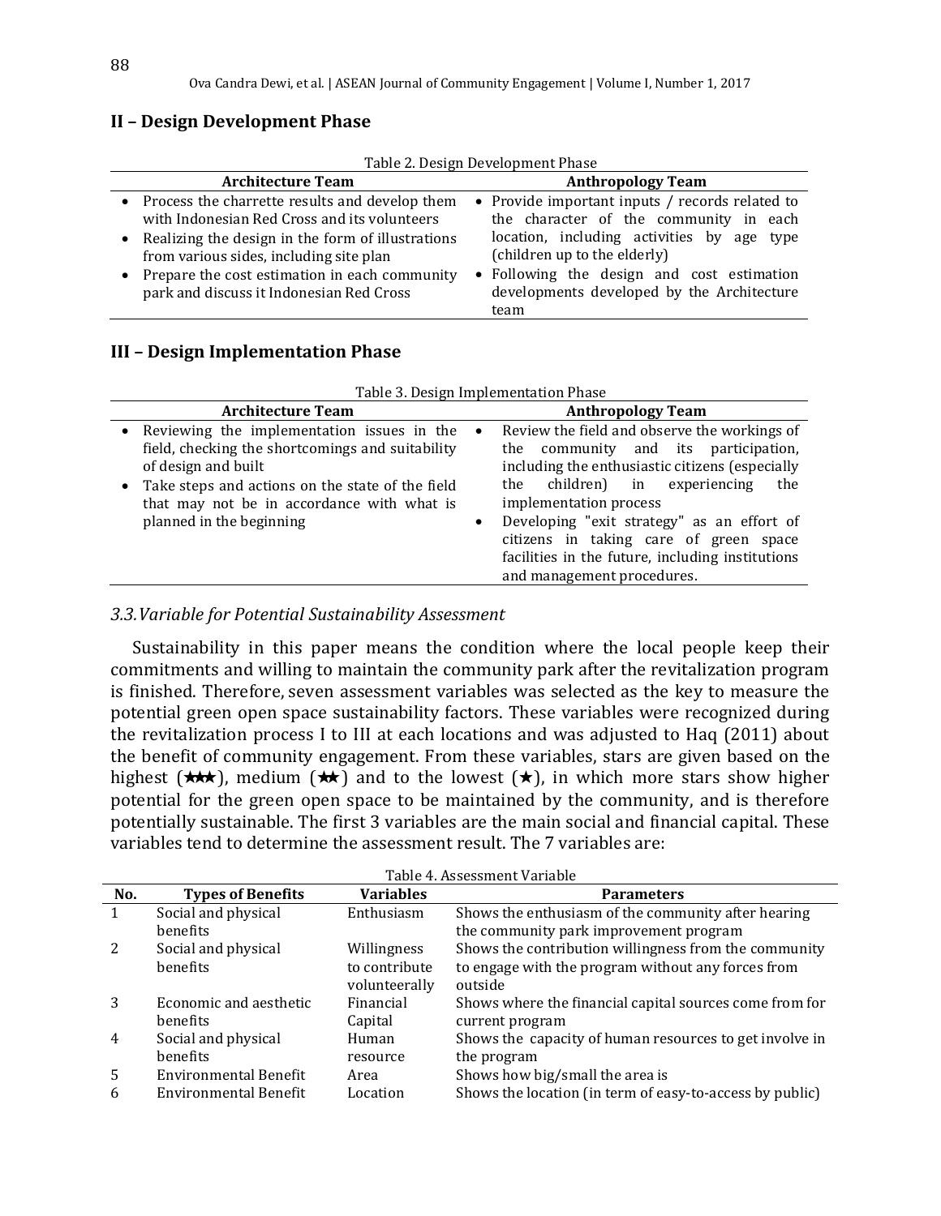## II – Design Development Phase

Table 2. Design Development Phase

| Architecture Team | Anthropology Team |
|---|---|
| • Process the charrette results and develop them with Indonesian Red Cross and its volunteers<br>• Realizing the design in the form of illustrations from various sides, including site plan<br>• Prepare the cost estimation in each community park and discuss it Indonesian Red Cross | • Provide important inputs / records related to the character of the community in each location, including activities by age type (children up to the elderly)<br>• Following the design and cost estimation developments developed by the Architecture team |

## III – Design Implementation Phase

Table 3. Design Implementation Phase

| Architecture Team | Anthropology Team |
|---|---|
| • Reviewing the implementation issues in the field, checking the shortcomings and suitability of design and built<br>• Take steps and actions on the state of the field that may not be in accordance with what is planned in the beginning | • Review the field and observe the workings of the community and its participation, including the enthusiastic citizens (especially the children) in experiencing the implementation process<br>• Developing "exit strategy" as an effort of citizens in taking care of green space facilities in the future, including institutions and management procedures. |

### *3.3. Variable for Potential Sustainability Assessment*

Sustainability in this paper means the condition where the local people keep their commitments and willing to maintain the community park after the revitalization program is finished. Therefore, seven assessment variables was selected as the key to measure the potential green open space sustainability factors. These variables were recognized during the revitalization process I to III at each locations and was adjusted to Haq (2011) about the benefit of community engagement. From these variables, stars are given based on the highest (★★★), medium (★★) and to the lowest (★), in which more stars show higher potential for the green open space to be maintained by the community, and is therefore potentially sustainable. The first 3 variables are the main social and financial capital. These variables tend to determine the assessment result. The 7 variables are:

Table 4. Assessment Variable

| No. | Types of Benefits | Variables | Parameters |
|---|---|---|---|
| 1 | Social and physical benefits | Enthusiasm | Shows the enthusiasm of the community after hearing the community park improvement program |
| 2 | Social and physical benefits | Willingness to contribute volunteerally | Shows the contribution willingness from the community to engage with the program without any forces from outside |
| 3 | Economic and aesthetic benefits | Financial Capital | Shows where the financial capital sources come from for current program |
| 4 | Social and physical benefits | Human resource | Shows the capacity of human resources to get involve in the program |
| 5 | Environmental Benefit | Area | Shows how big/small the area is |
| 6 | Environmental Benefit | Location | Shows the location (in term of easy-to-access by public) |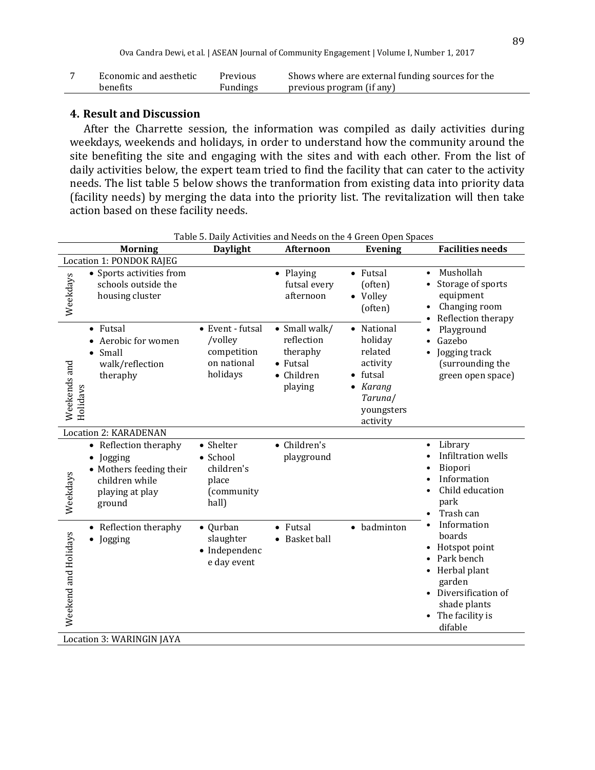| 7 | Economic and aesthetic benefits | Previous Fundings | Shows where are external funding sources for the previous program (if any) |
|---|---|---|---|

## 4. Result and Discussion

After the Charrette session, the information was compiled as daily activities during weekdays, weekends and holidays, in order to understand how the community around the site benefiting the site and engaging with the sites and with each other. From the list of daily activities below, the expert team tried to find the facility that can cater to the activity needs. The list table 5 below shows the tranformation from existing data into priority data (facility needs) by merging the data into the priority list. The revitalization will then take action based on these facility needs.

Table 5. Daily Activities and Needs on the 4 Green Open Spaces

| | Morning | Daylight | Afternoon | Evening | Facilities needs |
|---|---|---|---|---|---|
| **Location 1: PONDOK RAJEG** | | | | | |
| Weekdays | • Sports activities from schools outside the housing cluster | | • Playing futsal every afternoon | • Futsal (often)<br>• Volley (often) | • Mushollah<br>• Storage of sports equipment<br>• Changing room<br>• Reflection therapy<br>• Playground<br>• Gazebo<br>• Jogging track (surrounding the green open space) |
| Weekends and Holidays | • Futsal<br>• Aerobic for women<br>• Small walk/reflection theraphy | • Event - futsal /volley competition on national holidays | • Small walk/ reflection theraphy<br>• Futsal<br>• Children playing | • National holiday related activity<br>• futsal<br>• *Karang Taruna*/ youngsters activity | |
| **Location 2: KARADENAN** | | | | | |
| Weekdays | • Reflection theraphy<br>• Jogging<br>• Mothers feeding their children while playing at play ground | • Shelter<br>• School children's place (community hall) | • Children's playground | | • Library<br>• Infiltration wells<br>• Biopori<br>• Information<br>• Child education park<br>• Trash can<br>• Information boards<br>• Hotspot point<br>• Park bench<br>• Herbal plant garden<br>• Diversification of shade plants<br>• The facility is difable |
| Weekend and Holidays | • Reflection theraphy<br>• Jogging | • Qurban slaughter<br>• Independence day event | • Futsal<br>• Basket ball | • badminton | |
| **Location 3: WARINGIN JAYA** | | | | | |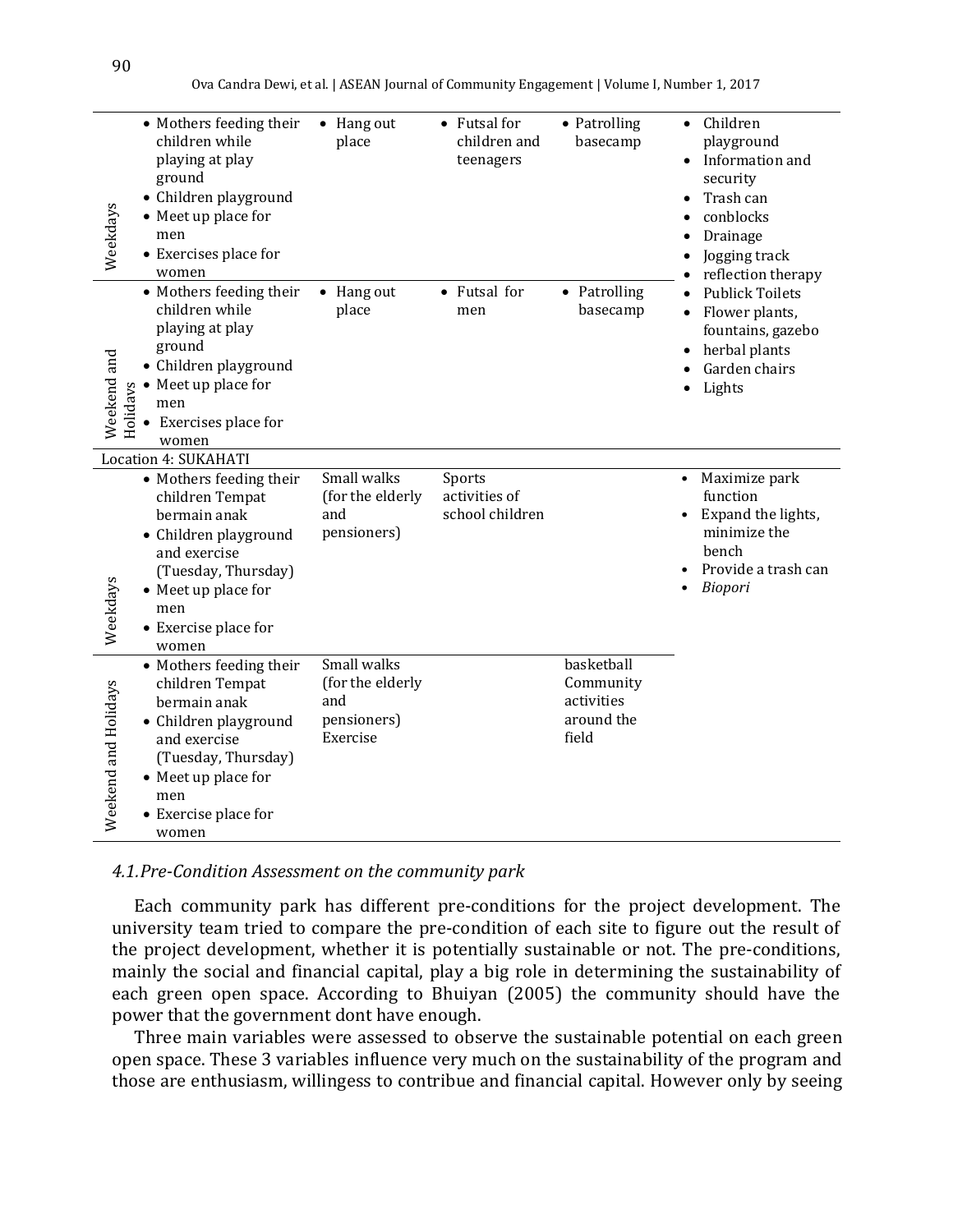| | | | | | |
|---|---|---|---|---|---|
| Weekdays | • Mothers feeding their children while playing at play ground<br>• Children playground<br>• Meet up place for men<br>• Exercises place for women | • Hang out place | • Futsal for children and teenagers | • Patrolling basecamp | • Children playground<br>• Information and security<br>• Trash can<br>• conblocks<br>• Drainage<br>• Jogging track<br>• reflection therapy<br>• Publick Toilets<br>• Flower plants, fountains, gazebo<br>• herbal plants<br>• Garden chairs<br>• Lights |
| Weekend and Holidays | • Mothers feeding their children while playing at play ground<br>• Children playground<br>• Meet up place for men<br>• Exercises place for women | • Hang out place | • Futsal for men | • Patrolling basecamp | |
| Location 4: SUKAHATI | | | | | |
| Weekdays | • Mothers feeding their children Tempat bermain anak<br>• Children playground and exercise (Tuesday, Thursday)<br>• Meet up place for men<br>• Exercise place for women | Small walks (for the elderly and pensioners) | Sports activities of school children | | • Maximize park function<br>• Expand the lights, minimize the bench<br>• Provide a trash can<br>• *Biopori* |
| Weekend and Holidays | • Mothers feeding their children Tempat bermain anak<br>• Children playground and exercise (Tuesday, Thursday)<br>• Meet up place for men<br>• Exercise place for women | Small walks (for the elderly and pensioners) Exercise | | basketball Community activities around the field | |

### *4.1.Pre-Condition Assessment on the community park*

Each community park has different pre-conditions for the project development. The university team tried to compare the pre-condition of each site to figure out the result of the project development, whether it is potentially sustainable or not. The pre-conditions, mainly the social and financial capital, play a big role in determining the sustainability of each green open space. According to Bhuiyan (2005) the community should have the power that the government dont have enough.

Three main variables were assessed to observe the sustainable potential on each green open space. These 3 variables influence very much on the sustainability of the program and those are enthusiasm, willingess to contribue and financial capital. However only by seeing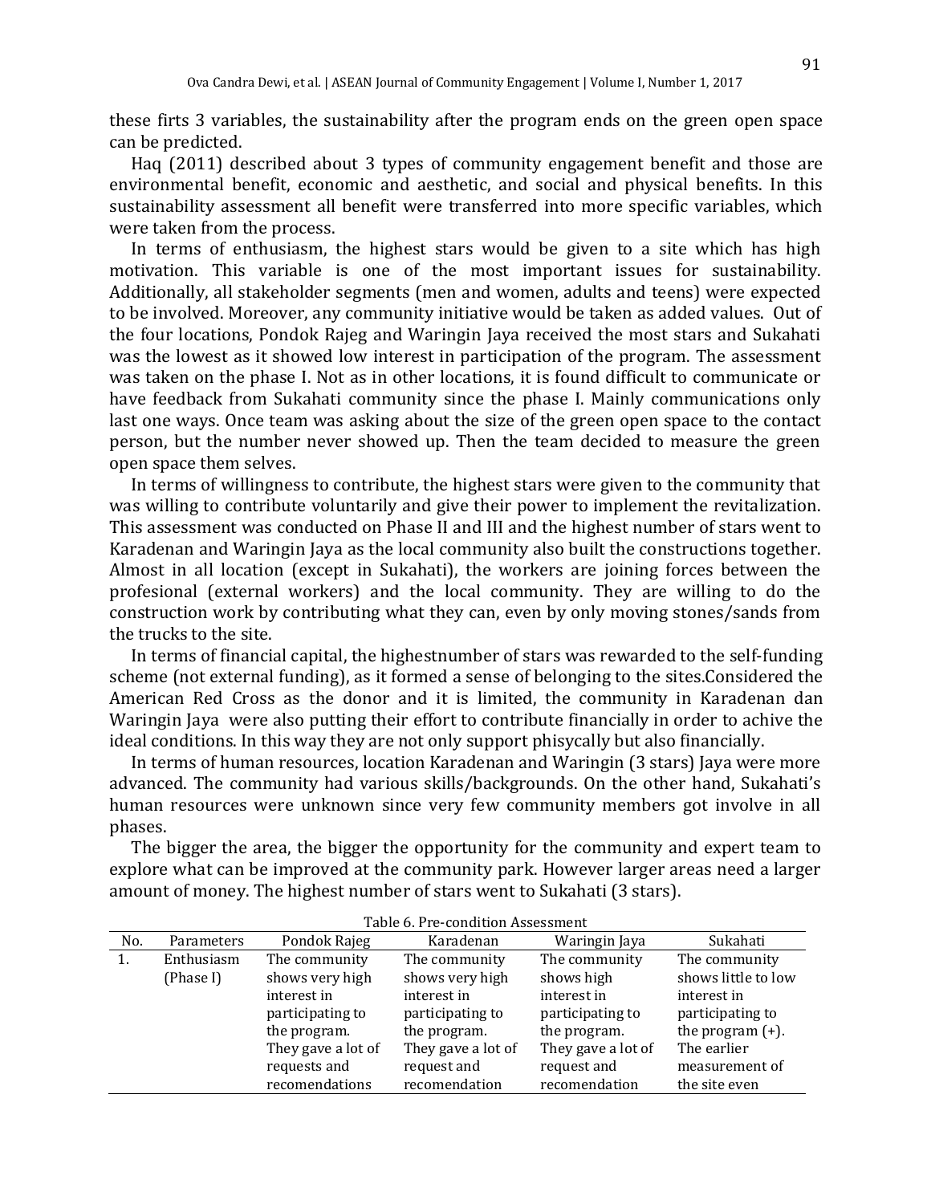these firts 3 variables, the sustainability after the program ends on the green open space can be predicted.

Haq (2011) described about 3 types of community engagement benefit and those are environmental benefit, economic and aesthetic, and social and physical benefits. In this sustainability assessment all benefit were transferred into more specific variables, which were taken from the process.

In terms of enthusiasm, the highest stars would be given to a site which has high motivation. This variable is one of the most important issues for sustainability. Additionally, all stakeholder segments (men and women, adults and teens) were expected to be involved. Moreover, any community initiative would be taken as added values. Out of the four locations, Pondok Rajeg and Waringin Jaya received the most stars and Sukahati was the lowest as it showed low interest in participation of the program. The assessment was taken on the phase I. Not as in other locations, it is found difficult to communicate or have feedback from Sukahati community since the phase I. Mainly communications only last one ways. Once team was asking about the size of the green open space to the contact person, but the number never showed up. Then the team decided to measure the green open space them selves.

In terms of willingness to contribute, the highest stars were given to the community that was willing to contribute voluntarily and give their power to implement the revitalization. This assessment was conducted on Phase II and III and the highest number of stars went to Karadenan and Waringin Jaya as the local community also built the constructions together. Almost in all location (except in Sukahati), the workers are joining forces between the profesional (external workers) and the local community. They are willing to do the construction work by contributing what they can, even by only moving stones/sands from the trucks to the site.

In terms of financial capital, the highestnumber of stars was rewarded to the self-funding scheme (not external funding), as it formed a sense of belonging to the sites.Considered the American Red Cross as the donor and it is limited, the community in Karadenan dan Waringin Jaya were also putting their effort to contribute financially in order to achive the ideal conditions. In this way they are not only support phisycally but also financially.

In terms of human resources, location Karadenan and Waringin (3 stars) Jaya were more advanced. The community had various skills/backgrounds. On the other hand, Sukahati's human resources were unknown since very few community members got involve in all phases.

The bigger the area, the bigger the opportunity for the community and expert team to explore what can be improved at the community park. However larger areas need a larger amount of money. The highest number of stars went to Sukahati (3 stars).

Table 6. Pre-condition Assessment

| No. | Parameters | Pondok Rajeg | Karadenan | Waringin Jaya | Sukahati |
|---|---|---|---|---|---|
| 1. | Enthusiasm (Phase I) | The community shows very high interest in participating to the program. They gave a lot of requests and recomendations | The community shows very high interest in participating to the program. They gave a lot of request and recomendation | The community shows high interest in participating to the program. They gave a lot of request and recomendation | The community shows little to low interest in participating to the program (+). The earlier measurement of the site even |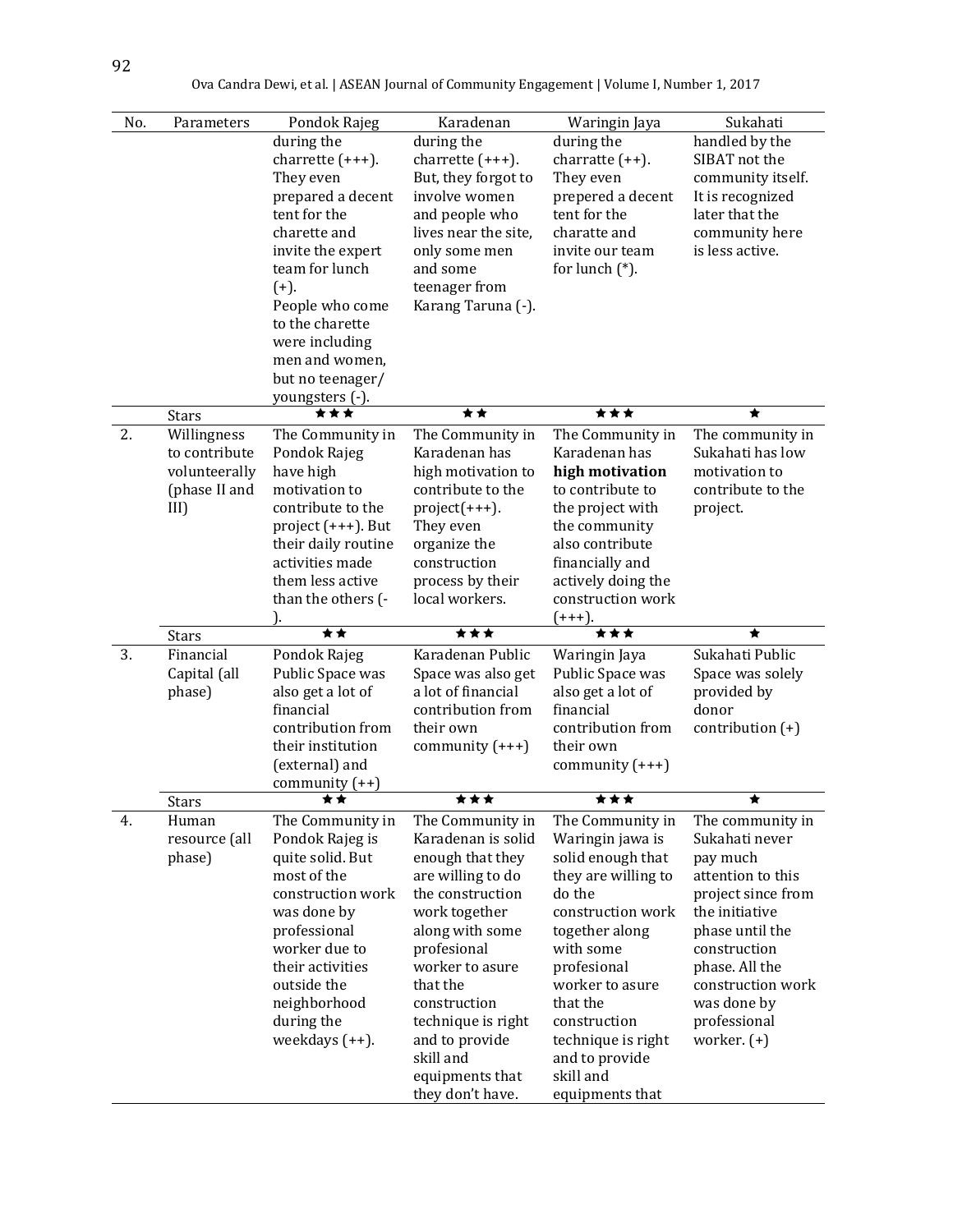| No. | Parameters | Pondok Rajeg | Karadenan | Waringin Jaya | Sukahati |
|---|---|---|---|---|---|
| | | during the charrette (+++). They even prepared a decent tent for the charette and invite the expert team for lunch (+). People who come to the charette were including men and women, but no teenager/ youngsters (-). | during the charrette (+++). But, they forgot to involve women and people who lives near the site, only some men and some teenager from Karang Taruna (-). | during the charratte (++). They even prepered a decent tent for the charatte and invite our team for lunch (*). | handled by the SIBAT not the community itself. It is recognized later that the community here is less active. |
| | Stars | ★★★ | ★★ | ★★★ | ★ |
| 2. | Willingness to contribute volunteerally (phase II and III) | The Community in Pondok Rajeg have high motivation to contribute to the project (+++). But their daily routine activities made them less active than the others (-). | The Community in Karadenan has high motivation to contribute to the project(+++). They even organize the construction process by their local workers. | The Community in Karadenan has **high motivation** to contribute to the project with the community also contribute financially and actively doing the construction work (+++). | The community in Sukahati has low motivation to contribute to the project. |
| | Stars | ★★ | ★★★ | ★★★ | ★ |
| 3. | Financial Capital (all phase) | Pondok Rajeg Public Space was also get a lot of financial contribution from their institution (external) and community (++) | Karadenan Public Space was also get a lot of financial contribution from their own community (+++) | Waringin Jaya Public Space was also get a lot of financial contribution from their own community (+++) | Sukahati Public Space was solely provided by donor contribution (+) |
| | Stars | ★★ | ★★★ | ★★★ | ★ |
| 4. | Human resource (all phase) | The Community in Pondok Rajeg is quite solid. But most of the construction work was done by professional worker due to their activities outside the neighborhood during the weekdays (++). | The Community in Karadenan is solid enough that they are willing to do the construction work together along with some profesional worker to asure that the construction technique is right and to provide skill and equipments that they don't have. | The Community in Waringin jawa is solid enough that they are willing to do the construction work together along with some profesional worker to asure that the construction technique is right and to provide skill and equipments that | The community in Sukahati never pay much attention to this project since from the initiative phase until the construction phase. All the construction work was done by professional worker. (+) |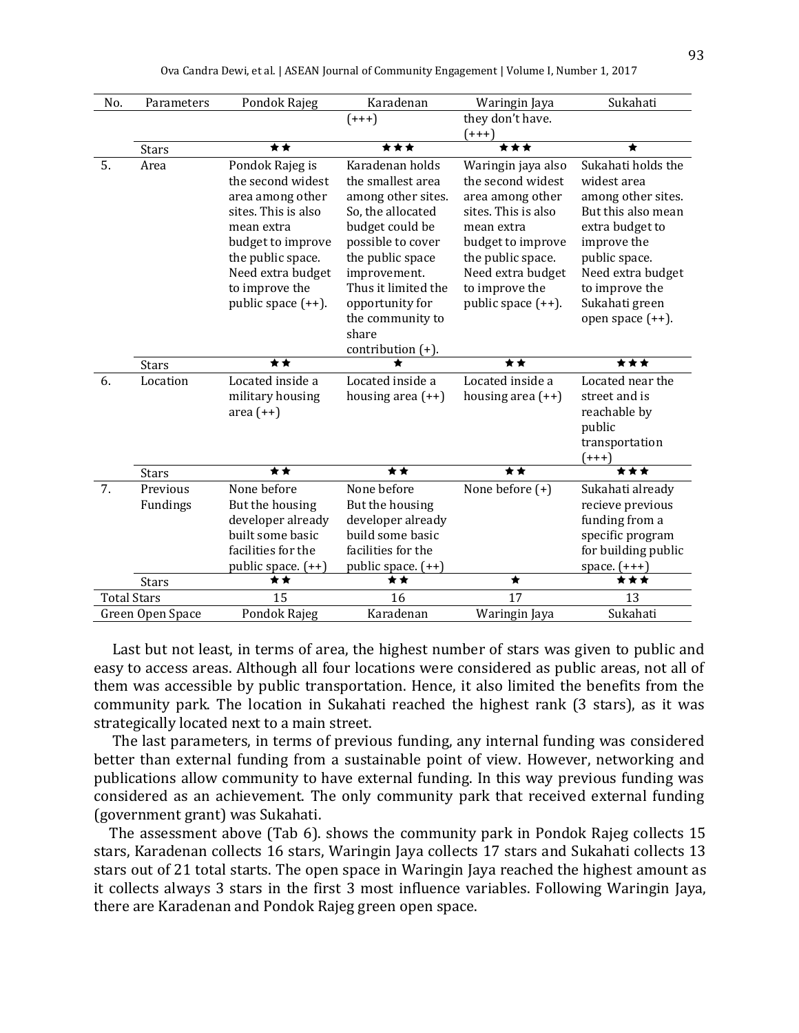| No. | Parameters | Pondok Rajeg | Karadenan | Waringin Jaya | Sukahati |
|---|---|---|---|---|---|
| | | | (+++) | they don't have. (+++) | |
| | Stars | ★★ | ★★★ | ★★★ | ★ |
| 5. | Area | Pondok Rajeg is the second widest area among other sites. This is also mean extra budget to improve the public space. Need extra budget to improve the public space (++). | Karadenan holds the smallest area among other sites. So, the allocated budget could be possible to cover the public space improvement. Thus it limited the opportunity for the community to share contribution (+). | Waringin jaya also the second widest area among other sites. This is also mean extra budget to improve the public space. Need extra budget to improve the public space (++). | Sukahati holds the widest area among other sites. But this also mean extra budget to improve the public space. Need extra budget to improve the Sukahati green open space (++). |
| | Stars | ★★ | ★ | ★★ | ★★★ |
| 6. | Location | Located inside a military housing area (++) | Located inside a housing area (++) | Located inside a housing area (++) | Located near the street and is reachable by public transportation (+++) |
| | Stars | ★★ | ★★ | ★★ | ★★★ |
| 7. | Previous Fundings | None before But the housing developer already built some basic facilities for the public space. (++) | None before But the housing developer already build some basic facilities for the public space. (++) | None before (+) | Sukahati already recieve previous funding from a specific program for building public space. (+++) |
| | Stars | ★★ | ★★ | ★ | ★★★ |
| Total Stars | | 15 | 16 | 17 | 13 |
| Green Open Space | | Pondok Rajeg | Karadenan | Waringin Jaya | Sukahati |

Last but not least, in terms of area, the highest number of stars was given to public and easy to access areas. Although all four locations were considered as public areas, not all of them was accessible by public transportation. Hence, it also limited the benefits from the community park. The location in Sukahati reached the highest rank (3 stars), as it was strategically located next to a main street.

The last parameters, in terms of previous funding, any internal funding was considered better than external funding from a sustainable point of view. However, networking and publications allow community to have external funding. In this way previous funding was considered as an achievement. The only community park that received external funding (government grant) was Sukahati.

The assessment above (Tab 6). shows the community park in Pondok Rajeg collects 15 stars, Karadenan collects 16 stars, Waringin Jaya collects 17 stars and Sukahati collects 13 stars out of 21 total starts. The open space in Waringin Jaya reached the highest amount as it collects always 3 stars in the first 3 most influence variables. Following Waringin Jaya, there are Karadenan and Pondok Rajeg green open space.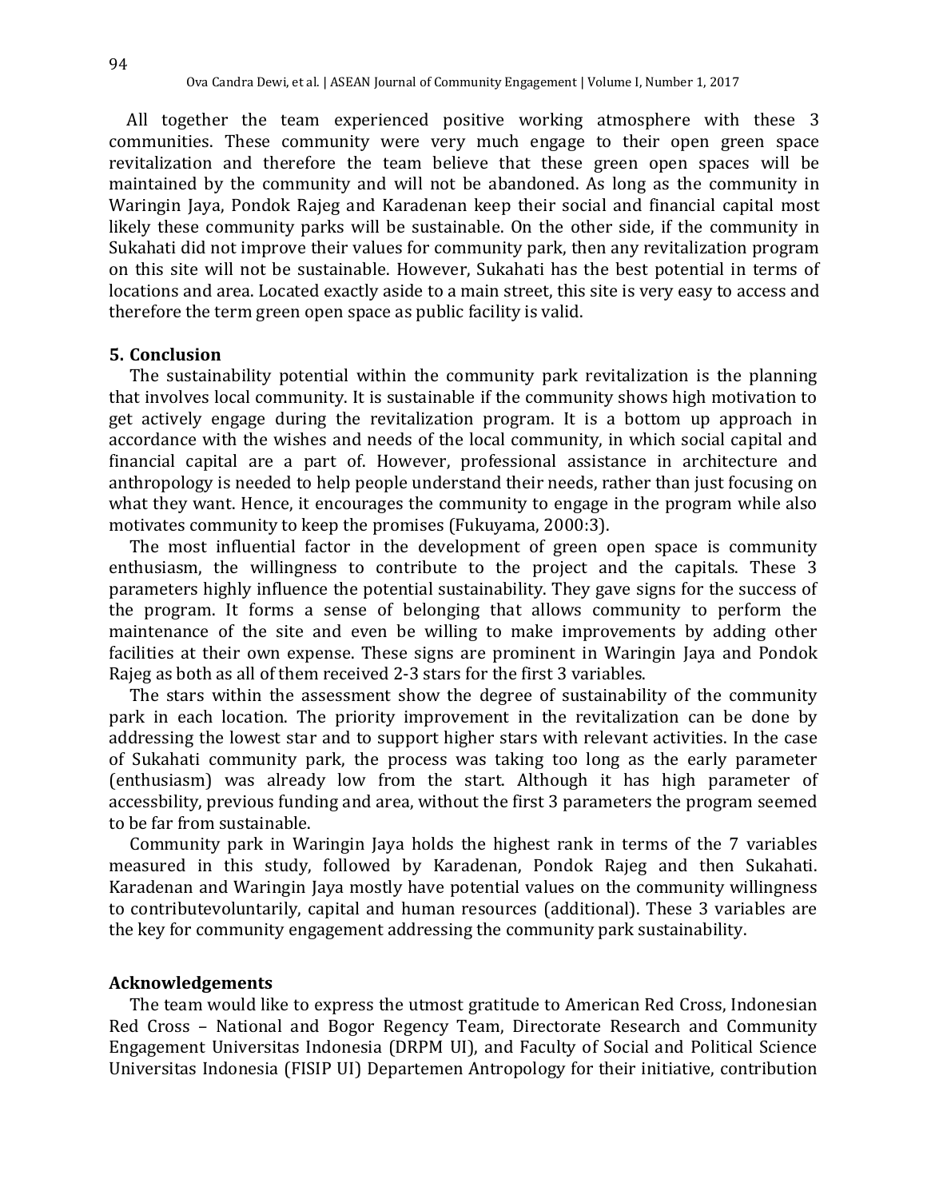All together the team experienced positive working atmosphere with these 3 communities. These community were very much engage to their open green space revitalization and therefore the team believe that these green open spaces will be maintained by the community and will not be abandoned. As long as the community in Waringin Jaya, Pondok Rajeg and Karadenan keep their social and financial capital most likely these community parks will be sustainable. On the other side, if the community in Sukahati did not improve their values for community park, then any revitalization program on this site will not be sustainable. However, Sukahati has the best potential in terms of locations and area. Located exactly aside to a main street, this site is very easy to access and therefore the term green open space as public facility is valid.

## 5. Conclusion

The sustainability potential within the community park revitalization is the planning that involves local community. It is sustainable if the community shows high motivation to get actively engage during the revitalization program. It is a bottom up approach in accordance with the wishes and needs of the local community, in which social capital and financial capital are a part of. However, professional assistance in architecture and anthropology is needed to help people understand their needs, rather than just focusing on what they want. Hence, it encourages the community to engage in the program while also motivates community to keep the promises (Fukuyama, 2000:3).

The most influential factor in the development of green open space is community enthusiasm, the willingness to contribute to the project and the capitals. These 3 parameters highly influence the potential sustainability. They gave signs for the success of the program. It forms a sense of belonging that allows community to perform the maintenance of the site and even be willing to make improvements by adding other facilities at their own expense. These signs are prominent in Waringin Jaya and Pondok Rajeg as both as all of them received 2-3 stars for the first 3 variables.

The stars within the assessment show the degree of sustainability of the community park in each location. The priority improvement in the revitalization can be done by addressing the lowest star and to support higher stars with relevant activities. In the case of Sukahati community park, the process was taking too long as the early parameter (enthusiasm) was already low from the start. Although it has high parameter of accessbility, previous funding and area, without the first 3 parameters the program seemed to be far from sustainable.

Community park in Waringin Jaya holds the highest rank in terms of the 7 variables measured in this study, followed by Karadenan, Pondok Rajeg and then Sukahati. Karadenan and Waringin Jaya mostly have potential values on the community willingness to contributevoluntarily, capital and human resources (additional). These 3 variables are the key for community engagement addressing the community park sustainability.

## Acknowledgements

The team would like to express the utmost gratitude to American Red Cross, Indonesian Red Cross – National and Bogor Regency Team, Directorate Research and Community Engagement Universitas Indonesia (DRPM UI), and Faculty of Social and Political Science Universitas Indonesia (FISIP UI) Departemen Antropology for their initiative, contribution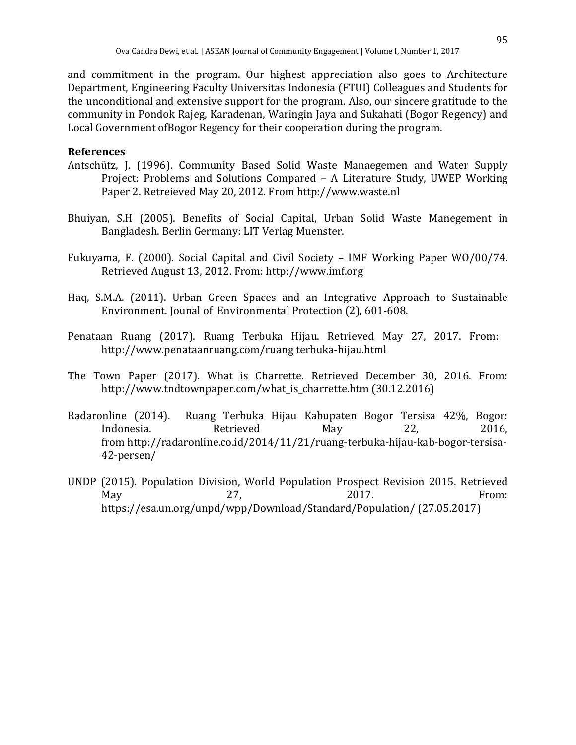and commitment in the program. Our highest appreciation also goes to Architecture Department, Engineering Faculty Universitas Indonesia (FTUI) Colleagues and Students for the unconditional and extensive support for the program. Also, our sincere gratitude to the community in Pondok Rajeg, Karadenan, Waringin Jaya and Sukahati (Bogor Regency) and Local Government ofBogor Regency for their cooperation during the program.

## References

Antschütz, J. (1996). Community Based Solid Waste Manaegemen and Water Supply Project: Problems and Solutions Compared – A Literature Study, UWEP Working Paper 2. Retreieved May 20, 2012. From http://www.waste.nl

Bhuiyan, S.H (2005). Benefits of Social Capital, Urban Solid Waste Manegement in Bangladesh. Berlin Germany: LIT Verlag Muenster.

Fukuyama, F. (2000). Social Capital and Civil Society – IMF Working Paper WO/00/74. Retrieved August 13, 2012. From: http://www.imf.org

Haq, S.M.A. (2011). Urban Green Spaces and an Integrative Approach to Sustainable Environment. Jounal of Environmental Protection (2), 601-608.

Penataan Ruang (2017). Ruang Terbuka Hijau. Retrieved May 27, 2017. From: http://www.penataanruang.com/ruang terbuka-hijau.html

The Town Paper (2017). What is Charrette. Retrieved December 30, 2016. From: http://www.tndtownpaper.com/what_is_charrette.htm (30.12.2016)

Radaronline (2014). Ruang Terbuka Hijau Kabupaten Bogor Tersisa 42%, Bogor: Indonesia. Retrieved May 22, 2016, from http://radaronline.co.id/2014/11/21/ruang-terbuka-hijau-kab-bogor-tersisa-42-persen/

UNDP (2015). Population Division, World Population Prospect Revision 2015. Retrieved May 27, 2017. From: https://esa.un.org/unpd/wpp/Download/Standard/Population/ (27.05.2017)